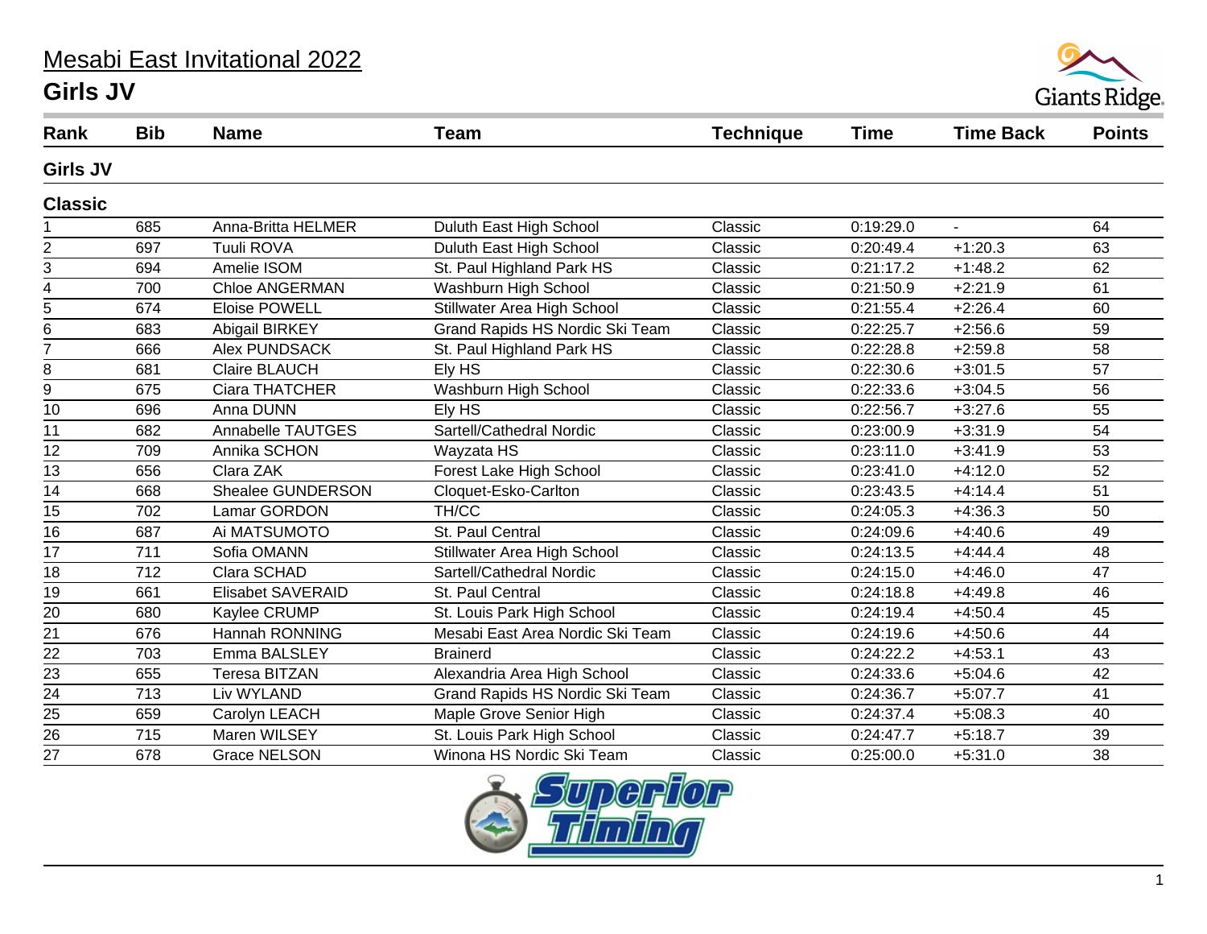# Mesabi East Invitational 2022

## Girls JV

| Rank | Bib | Name | Team | Technique | Time | Time Back | Points |
|---|---|---|---|---|---|---|---|
| **Girls JV** | | | | | | | |
| **Classic** | | | | | | | |
| 1 | 685 | Anna-Britta HELMER | Duluth East High School | Classic | 0:19:29.0 | - | 64 |
| 2 | 697 | Tuuli ROVA | Duluth East High School | Classic | 0:20:49.4 | +1:20.3 | 63 |
| 3 | 694 | Amelie ISOM | St. Paul Highland Park HS | Classic | 0:21:17.2 | +1:48.2 | 62 |
| 4 | 700 | Chloe ANGERMAN | Washburn High School | Classic | 0:21:50.9 | +2:21.9 | 61 |
| 5 | 674 | Eloise POWELL | Stillwater Area High School | Classic | 0:21:55.4 | +2:26.4 | 60 |
| 6 | 683 | Abigail BIRKEY | Grand Rapids HS Nordic Ski Team | Classic | 0:22:25.7 | +2:56.6 | 59 |
| 7 | 666 | Alex PUNDSACK | St. Paul Highland Park HS | Classic | 0:22:28.8 | +2:59.8 | 58 |
| 8 | 681 | Claire BLAUCH | Ely HS | Classic | 0:22:30.6 | +3:01.5 | 57 |
| 9 | 675 | Ciara THATCHER | Washburn High School | Classic | 0:22:33.6 | +3:04.5 | 56 |
| 10 | 696 | Anna DUNN | Ely HS | Classic | 0:22:56.7 | +3:27.6 | 55 |
| 11 | 682 | Annabelle TAUTGES | Sartell/Cathedral Nordic | Classic | 0:23:00.9 | +3:31.9 | 54 |
| 12 | 709 | Annika SCHON | Wayzata HS | Classic | 0:23:11.0 | +3:41.9 | 53 |
| 13 | 656 | Clara ZAK | Forest Lake High School | Classic | 0:23:41.0 | +4:12.0 | 52 |
| 14 | 668 | Shealee GUNDERSON | Cloquet-Esko-Carlton | Classic | 0:23:43.5 | +4:14.4 | 51 |
| 15 | 702 | Lamar GORDON | TH/CC | Classic | 0:24:05.3 | +4:36.3 | 50 |
| 16 | 687 | Ai MATSUMOTO | St. Paul Central | Classic | 0:24:09.6 | +4:40.6 | 49 |
| 17 | 711 | Sofia OMANN | Stillwater Area High School | Classic | 0:24:13.5 | +4:44.4 | 48 |
| 18 | 712 | Clara SCHAD | Sartell/Cathedral Nordic | Classic | 0:24:15.0 | +4:46.0 | 47 |
| 19 | 661 | Elisabet SAVERAID | St. Paul Central | Classic | 0:24:18.8 | +4:49.8 | 46 |
| 20 | 680 | Kaylee CRUMP | St. Louis Park High School | Classic | 0:24:19.4 | +4:50.4 | 45 |
| 21 | 676 | Hannah RONNING | Mesabi East Area Nordic Ski Team | Classic | 0:24:19.6 | +4:50.6 | 44 |
| 22 | 703 | Emma BALSLEY | Brainerd | Classic | 0:24:22.2 | +4:53.1 | 43 |
| 23 | 655 | Teresa BITZAN | Alexandria Area High School | Classic | 0:24:33.6 | +5:04.6 | 42 |
| 24 | 713 | Liv WYLAND | Grand Rapids HS Nordic Ski Team | Classic | 0:24:36.7 | +5:07.7 | 41 |
| 25 | 659 | Carolyn LEACH | Maple Grove Senior High | Classic | 0:24:37.4 | +5:08.3 | 40 |
| 26 | 715 | Maren WILSEY | St. Louis Park High School | Classic | 0:24:47.7 | +5:18.7 | 39 |
| 27 | 678 | Grace NELSON | Winona HS Nordic Ski Team | Classic | 0:25:00.0 | +5:31.0 | 38 |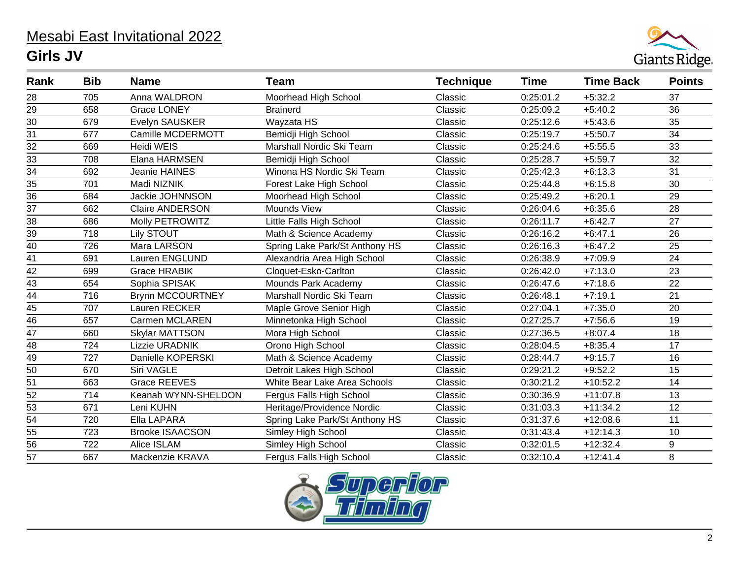# Mesabi East Invitational 2022

## Girls JV

| Rank | Bib | Name | Team | Technique | Time | Time Back | Points |
|---|---|---|---|---|---|---|---|
| 28 | 705 | Anna WALDRON | Moorhead High School | Classic | 0:25:01.2 | +5:32.2 | 37 |
| 29 | 658 | Grace LONEY | Brainerd | Classic | 0:25:09.2 | +5:40.2 | 36 |
| 30 | 679 | Evelyn SAUSKER | Wayzata HS | Classic | 0:25:12.6 | +5:43.6 | 35 |
| 31 | 677 | Camille MCDERMOTT | Bemidji High School | Classic | 0:25:19.7 | +5:50.7 | 34 |
| 32 | 669 | Heidi WEIS | Marshall Nordic Ski Team | Classic | 0:25:24.6 | +5:55.5 | 33 |
| 33 | 708 | Elana HARMSEN | Bemidji High School | Classic | 0:25:28.7 | +5:59.7 | 32 |
| 34 | 692 | Jeanie HAINES | Winona HS Nordic Ski Team | Classic | 0:25:42.3 | +6:13.3 | 31 |
| 35 | 701 | Madi NIZNIK | Forest Lake High School | Classic | 0:25:44.8 | +6:15.8 | 30 |
| 36 | 684 | Jackie JOHNNSON | Moorhead High School | Classic | 0:25:49.2 | +6:20.1 | 29 |
| 37 | 662 | Claire ANDERSON | Mounds View | Classic | 0:26:04.6 | +6:35.6 | 28 |
| 38 | 686 | Molly PETROWITZ | Little Falls High School | Classic | 0:26:11.7 | +6:42.7 | 27 |
| 39 | 718 | Lily STOUT | Math & Science Academy | Classic | 0:26:16.2 | +6:47.1 | 26 |
| 40 | 726 | Mara LARSON | Spring Lake Park/St Anthony HS | Classic | 0:26:16.3 | +6:47.2 | 25 |
| 41 | 691 | Lauren ENGLUND | Alexandria Area High School | Classic | 0:26:38.9 | +7:09.9 | 24 |
| 42 | 699 | Grace HRABIK | Cloquet-Esko-Carlton | Classic | 0:26:42.0 | +7:13.0 | 23 |
| 43 | 654 | Sophia SPISAK | Mounds Park Academy | Classic | 0:26:47.6 | +7:18.6 | 22 |
| 44 | 716 | Brynn MCCOURTNEY | Marshall Nordic Ski Team | Classic | 0:26:48.1 | +7:19.1 | 21 |
| 45 | 707 | Lauren RECKER | Maple Grove Senior High | Classic | 0:27:04.1 | +7:35.0 | 20 |
| 46 | 657 | Carmen MCLAREN | Minnetonka High School | Classic | 0:27:25.7 | +7:56.6 | 19 |
| 47 | 660 | Skylar MATTSON | Mora High School | Classic | 0:27:36.5 | +8:07.4 | 18 |
| 48 | 724 | Lizzie URADNIK | Orono High School | Classic | 0:28:04.5 | +8:35.4 | 17 |
| 49 | 727 | Danielle KOPERSKI | Math & Science Academy | Classic | 0:28:44.7 | +9:15.7 | 16 |
| 50 | 670 | Siri VAGLE | Detroit Lakes High School | Classic | 0:29:21.2 | +9:52.2 | 15 |
| 51 | 663 | Grace REEVES | White Bear Lake Area Schools | Classic | 0:30:21.2 | +10:52.2 | 14 |
| 52 | 714 | Keanah WYNN-SHELDON | Fergus Falls High School | Classic | 0:30:36.9 | +11:07.8 | 13 |
| 53 | 671 | Leni KUHN | Heritage/Providence Nordic | Classic | 0:31:03.3 | +11:34.2 | 12 |
| 54 | 720 | Ella LAPARA | Spring Lake Park/St Anthony HS | Classic | 0:31:37.6 | +12:08.6 | 11 |
| 55 | 723 | Brooke ISAACSON | Simley High School | Classic | 0:31:43.4 | +12:14.3 | 10 |
| 56 | 722 | Alice ISLAM | Simley High School | Classic | 0:32:01.5 | +12:32.4 | 9 |
| 57 | 667 | Mackenzie KRAVA | Fergus Falls High School | Classic | 0:32:10.4 | +12:41.4 | 8 |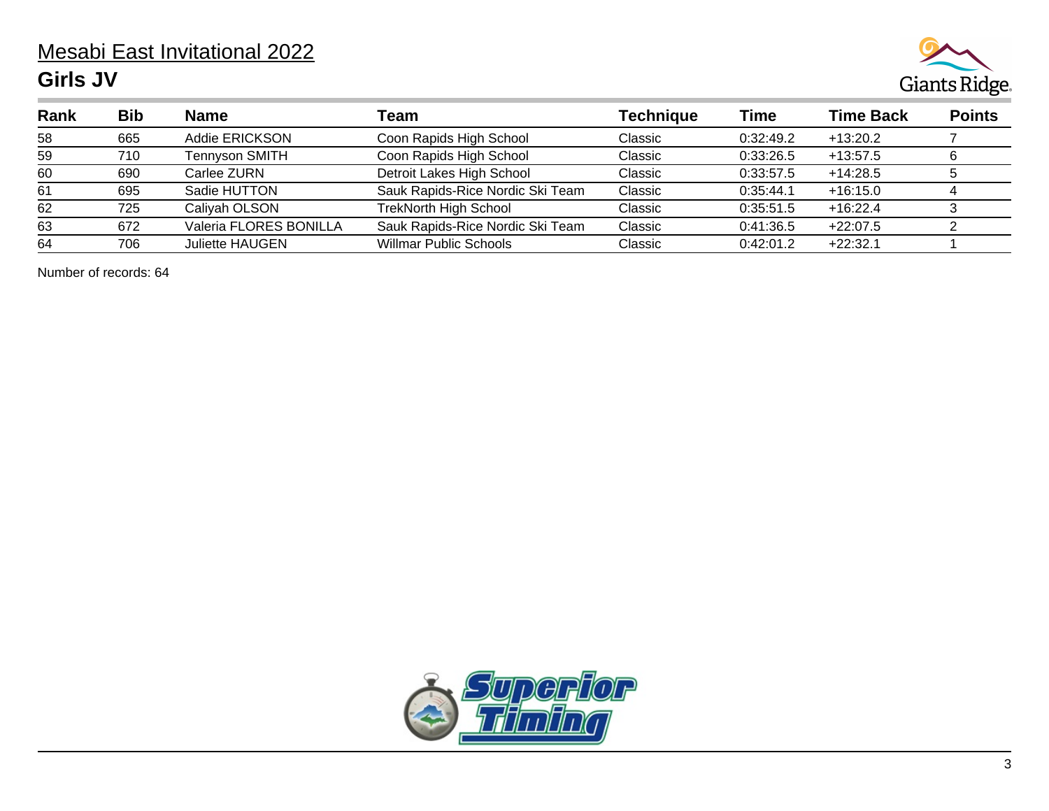# Mesabi East Invitational 2022

## Girls JV

| Rank | Bib | Name | Team | Technique | Time | Time Back | Points |
|---|---|---|---|---|---|---|---|
| 58 | 665 | Addie ERICKSON | Coon Rapids High School | Classic | 0:32:49.2 | +13:20.2 | 7 |
| 59 | 710 | Tennyson SMITH | Coon Rapids High School | Classic | 0:33:26.5 | +13:57.5 | 6 |
| 60 | 690 | Carlee ZURN | Detroit Lakes High School | Classic | 0:33:57.5 | +14:28.5 | 5 |
| 61 | 695 | Sadie HUTTON | Sauk Rapids-Rice Nordic Ski Team | Classic | 0:35:44.1 | +16:15.0 | 4 |
| 62 | 725 | Caliyah OLSON | TrekNorth High School | Classic | 0:35:51.5 | +16:22.4 | 3 |
| 63 | 672 | Valeria FLORES BONILLA | Sauk Rapids-Rice Nordic Ski Team | Classic | 0:41:36.5 | +22:07.5 | 2 |
| 64 | 706 | Juliette HAUGEN | Willmar Public Schools | Classic | 0:42:01.2 | +22:32.1 | 1 |

Number of records: 64